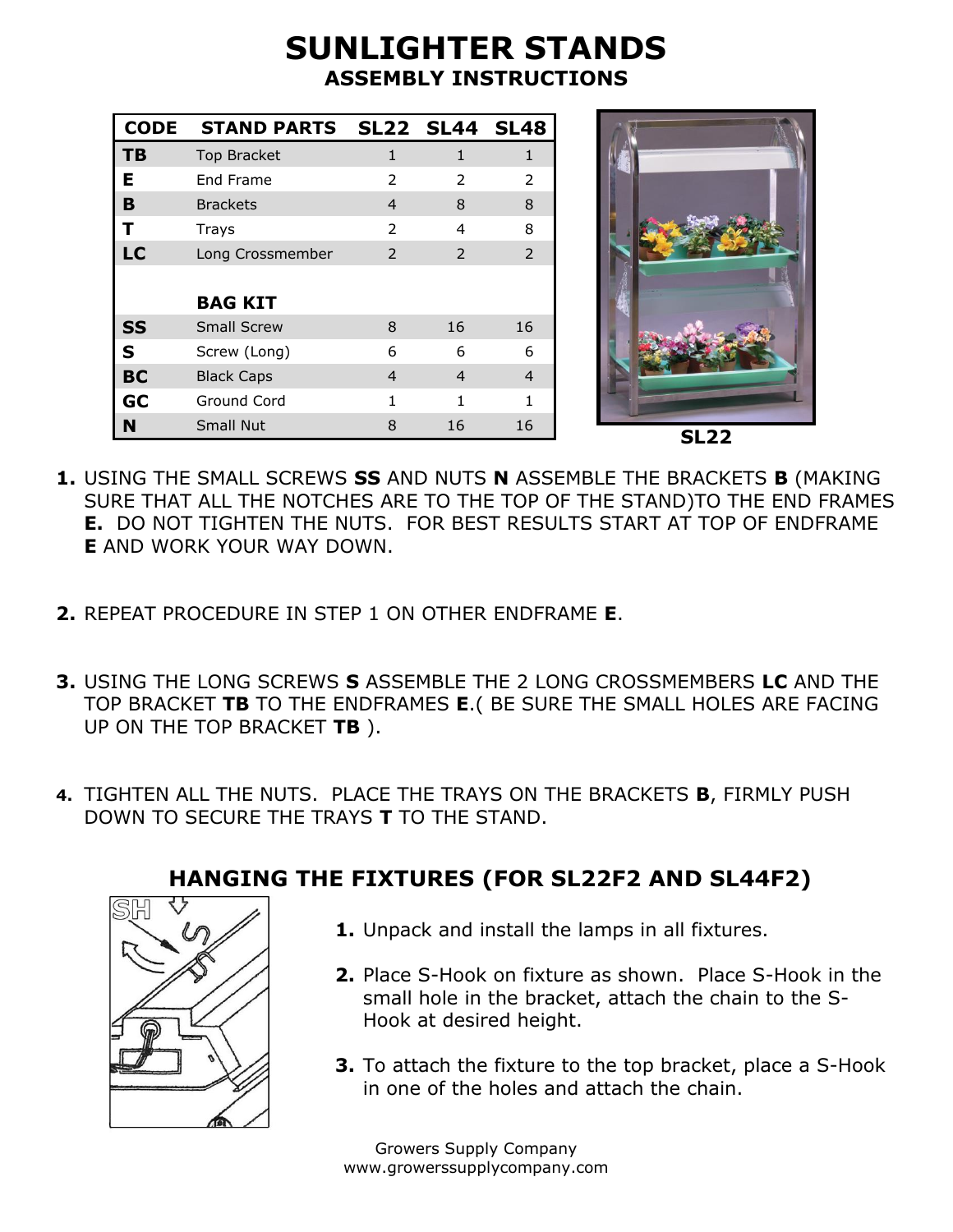# SUNLIGHTER STANDS

## ASSEMBLY INSTRUCTIONS

| CODE | STAND PARTS | SL22 | SL44 | SL48 |
|---|---|---|---|---|
| **TB** | Top Bracket | 1 | 1 | 1 |
| **E** | End Frame | 2 | 2 | 2 |
| **B** | Brackets | 4 | 8 | 8 |
| **T** | Trays | 2 | 4 | 8 |
| **LC** | Long Crossmember | 2 | 2 | 2 |
| | **BAG KIT** | | | |
| **SS** | Small Screw | 8 | 16 | 16 |
| **S** | Screw (Long) | 6 | 6 | 6 |
| **BC** | Black Caps | 4 | 4 | 4 |
| **GC** | Ground Cord | 1 | 1 | 1 |
| **N** | Small Nut | 8 | 16 | 16 |

**SL22**

1. USING THE SMALL SCREWS **SS** AND NUTS **N** ASSEMBLE THE BRACKETS **B** (MAKING SURE THAT ALL THE NOTCHES ARE TO THE TOP OF THE STAND)TO THE END FRAMES **E.** DO NOT TIGHTEN THE NUTS. FOR BEST RESULTS START AT TOP OF ENDFRAME **E** AND WORK YOUR WAY DOWN.

2. REPEAT PROCEDURE IN STEP 1 ON OTHER ENDFRAME **E**.

3. USING THE LONG SCREWS **S** ASSEMBLE THE 2 LONG CROSSMEMBERS **LC** AND THE TOP BRACKET **TB** TO THE ENDFRAMES **E**.( BE SURE THE SMALL HOLES ARE FACING UP ON THE TOP BRACKET **TB** ).

4. TIGHTEN ALL THE NUTS. PLACE THE TRAYS ON THE BRACKETS **B**, FIRMLY PUSH DOWN TO SECURE THE TRAYS **T** TO THE STAND.

## HANGING THE FIXTURES (FOR SL22F2 AND SL44F2)

SH

1. Unpack and install the lamps in all fixtures.

2. Place S-Hook on fixture as shown. Place S-Hook in the small hole in the bracket, attach the chain to the S-Hook at desired height.

3. To attach the fixture to the top bracket, place a S-Hook in one of the holes and attach the chain.

Growers Supply Company
www.growerssupplycompany.com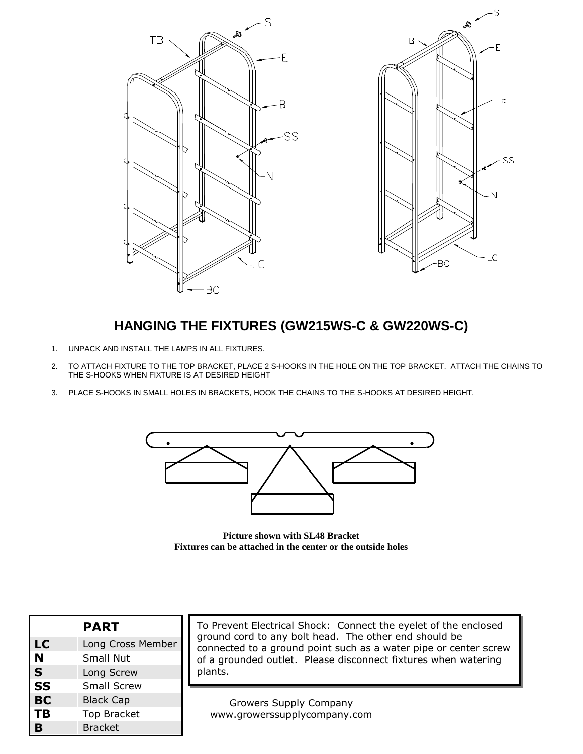## HANGING THE FIXTURES (GW215WS-C & GW220WS-C)

1. UNPACK AND INSTALL THE LAMPS IN ALL FIXTURES.
2. TO ATTACH FIXTURE TO THE TOP BRACKET, PLACE 2 S-HOOKS IN THE HOLE ON THE TOP BRACKET. ATTACH THE CHAINS TO THE S-HOOKS WHEN FIXTURE IS AT DESIRED HEIGHT
3. PLACE S-HOOKS IN SMALL HOLES IN BRACKETS, HOOK THE CHAINS TO THE S-HOOKS AT DESIRED HEIGHT.

**Picture shown with SL48 Bracket**
**Fixtures can be attached in the center or the outside holes**

| | PART |
|---|---|
| LC | Long Cross Member |
| N | Small Nut |
| S | Long Screw |
| SS | Small Screw |
| BC | Black Cap |
| TB | Top Bracket |
| B | Bracket |

To Prevent Electrical Shock: Connect the eyelet of the enclosed ground cord to any bolt head. The other end should be connected to a ground point such as a water pipe or center screw of a grounded outlet. Please disconnect fixtures when watering plants.

Growers Supply Company
www.growerssupplycompany.com